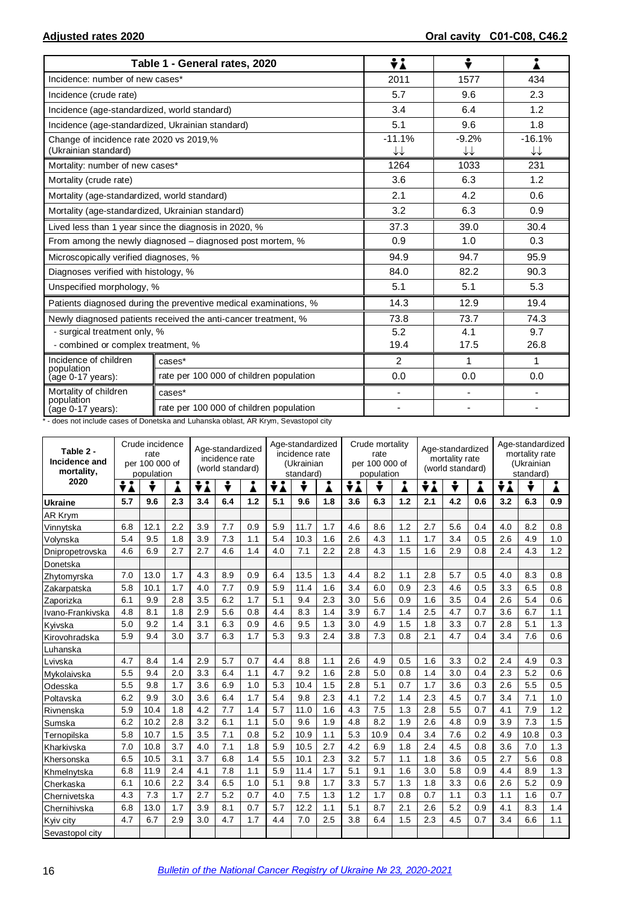**Adjusted rates 2020** **Oral cavity C01-C08, C46.2**

| Table 1 - General rates, 2020 | | Both sexes | Males | Females |
|---|---|---|---|---|
| Incidence: number of new cases* | | 2011 | 1577 | 434 |
| Incidence (crude rate) | | 5.7 | 9.6 | 2.3 |
| Incidence (age-standardized, world standard) | | 3.4 | 6.4 | 1.2 |
| Incidence (age-standardized, Ukrainian standard) | | 5.1 | 9.6 | 1.8 |
| Change of incidence rate 2020 vs 2019,% (Ukrainian standard) | | -11.1% ↓↓ | -9.2% ↓↓ | -16.1% ↓↓ |
| Mortality: number of new cases* | | 1264 | 1033 | 231 |
| Mortality (crude rate) | | 3.6 | 6.3 | 1.2 |
| Mortality (age-standardized, world standard) | | 2.1 | 4.2 | 0.6 |
| Mortality (age-standardized, Ukrainian standard) | | 3.2 | 6.3 | 0.9 |
| Lived less than 1 year since the diagnosis in 2020, % | | 37.3 | 39.0 | 30.4 |
| From among the newly diagnosed – diagnosed post mortem, % | | 0.9 | 1.0 | 0.3 |
| Microscopically verified diagnoses, % | | 94.9 | 94.7 | 95.9 |
| Diagnoses verified with histology, % | | 84.0 | 82.2 | 90.3 |
| Unspecified morphology, % | | 5.1 | 5.1 | 5.3 |
| Patients diagnosed during the preventive medical examinations, % | | 14.3 | 12.9 | 19.4 |
| Newly diagnosed patients received the anti-cancer treatment, % | | 73.8 | 73.7 | 74.3 |
| - surgical treatment only, % | | 5.2 | 4.1 | 9.7 |
| - combined or complex treatment, % | | 19.4 | 17.5 | 26.8 |
| Incidence of children population (age 0-17 years): | cases* | 2 | 1 | 1 |
| | rate per 100 000 of children population | 0.0 | 0.0 | 0.0 |
| Mortality of children population (age 0-17 years): | cases* | - | - | - |
| | rate per 100 000 of children population | - | - | - |

\* - does not include cases of Donetska and Luhanska oblast, AR Krym, Sevastopol city

| Table 2 - Incidence and mortality, 2020 | Crude incidence rate per 100 000 of population | | | Age-standardized incidence rate (world standard) | | | Age-standardized incidence rate (Ukrainian standard) | | | Crude mortality rate per 100 000 of population | | | Age-standardized mortality rate (world standard) | | | Age-standardized mortality rate (Ukrainian standard) | | |
|---|---|---|---|---|---|---|---|---|---|---|---|---|---|---|---|---|---|---|
| | Both | M | F | Both | M | F | Both | M | F | Both | M | F | Both | M | F | Both | M | F |
| **Ukraine** | **5.7** | **9.6** | **2.3** | **3.4** | **6.4** | **1.2** | **5.1** | **9.6** | **1.8** | **3.6** | **6.3** | **1.2** | **2.1** | **4.2** | **0.6** | **3.2** | **6.3** | **0.9** |
| AR Krym | | | | | | | | | | | | | | | | | | |
| Vinnytska | 6.8 | 12.1 | 2.2 | 3.9 | 7.7 | 0.9 | 5.9 | 11.7 | 1.7 | 4.6 | 8.6 | 1.2 | 2.7 | 5.6 | 0.4 | 4.0 | 8.2 | 0.8 |
| Volynska | 5.4 | 9.5 | 1.8 | 3.9 | 7.3 | 1.1 | 5.4 | 10.3 | 1.6 | 2.6 | 4.3 | 1.1 | 1.7 | 3.4 | 0.5 | 2.6 | 4.9 | 1.0 |
| Dnipropetrovska | 4.6 | 6.9 | 2.7 | 2.7 | 4.6 | 1.4 | 4.0 | 7.1 | 2.2 | 2.8 | 4.3 | 1.5 | 1.6 | 2.9 | 0.8 | 2.4 | 4.3 | 1.2 |
| Donetska | | | | | | | | | | | | | | | | | | |
| Zhytomyrska | 7.0 | 13.0 | 1.7 | 4.3 | 8.9 | 0.9 | 6.4 | 13.5 | 1.3 | 4.4 | 8.2 | 1.1 | 2.8 | 5.7 | 0.5 | 4.0 | 8.3 | 0.8 |
| Zakarpatska | 5.8 | 10.1 | 1.7 | 4.0 | 7.7 | 0.9 | 5.9 | 11.4 | 1.6 | 3.4 | 6.0 | 0.9 | 2.3 | 4.6 | 0.5 | 3.3 | 6.5 | 0.8 |
| Zaporizka | 6.1 | 9.9 | 2.8 | 3.5 | 6.2 | 1.7 | 5.1 | 9.4 | 2.3 | 3.0 | 5.6 | 0.9 | 1.6 | 3.5 | 0.4 | 2.6 | 5.4 | 0.6 |
| Ivano-Frankivska | 4.8 | 8.1 | 1.8 | 2.9 | 5.6 | 0.8 | 4.4 | 8.3 | 1.4 | 3.9 | 6.7 | 1.4 | 2.5 | 4.7 | 0.7 | 3.6 | 6.7 | 1.1 |
| Kyivska | 5.0 | 9.2 | 1.4 | 3.1 | 6.3 | 0.9 | 4.6 | 9.5 | 1.3 | 3.0 | 4.9 | 1.5 | 1.8 | 3.3 | 0.7 | 2.8 | 5.1 | 1.3 |
| Kirovohradska | 5.9 | 9.4 | 3.0 | 3.7 | 6.3 | 1.7 | 5.3 | 9.3 | 2.4 | 3.8 | 7.3 | 0.8 | 2.1 | 4.7 | 0.4 | 3.4 | 7.6 | 0.6 |
| Luhanska | | | | | | | | | | | | | | | | | | |
| Lvivska | 4.7 | 8.4 | 1.4 | 2.9 | 5.7 | 0.7 | 4.4 | 8.8 | 1.1 | 2.6 | 4.9 | 0.5 | 1.6 | 3.3 | 0.2 | 2.4 | 4.9 | 0.3 |
| Mykolaivska | 5.5 | 9.4 | 2.0 | 3.3 | 6.4 | 1.1 | 4.7 | 9.2 | 1.6 | 2.8 | 5.0 | 0.8 | 1.4 | 3.0 | 0.4 | 2.3 | 5.2 | 0.6 |
| Odesska | 5.5 | 9.8 | 1.7 | 3.6 | 6.9 | 1.0 | 5.3 | 10.4 | 1.5 | 2.8 | 5.1 | 0.7 | 1.7 | 3.6 | 0.3 | 2.6 | 5.5 | 0.5 |
| Poltavska | 6.2 | 9.9 | 3.0 | 3.6 | 6.4 | 1.7 | 5.4 | 9.8 | 2.3 | 4.1 | 7.2 | 1.4 | 2.3 | 4.5 | 0.7 | 3.4 | 7.1 | 1.0 |
| Rivnenska | 5.9 | 10.4 | 1.8 | 4.2 | 7.7 | 1.4 | 5.7 | 11.0 | 1.6 | 4.3 | 7.5 | 1.3 | 2.8 | 5.5 | 0.7 | 4.1 | 7.9 | 1.2 |
| Sumska | 6.2 | 10.2 | 2.8 | 3.2 | 6.1 | 1.1 | 5.0 | 9.6 | 1.9 | 4.8 | 8.2 | 1.9 | 2.6 | 4.8 | 0.9 | 3.9 | 7.3 | 1.5 |
| Ternopilska | 5.8 | 10.7 | 1.5 | 3.5 | 7.1 | 0.8 | 5.2 | 10.9 | 1.1 | 5.3 | 10.9 | 0.4 | 3.4 | 7.6 | 0.2 | 4.9 | 10.8 | 0.3 |
| Kharkivska | 7.0 | 10.8 | 3.7 | 4.0 | 7.1 | 1.8 | 5.9 | 10.5 | 2.7 | 4.2 | 6.9 | 1.8 | 2.4 | 4.5 | 0.8 | 3.6 | 7.0 | 1.3 |
| Khersonska | 6.5 | 10.5 | 3.1 | 3.7 | 6.8 | 1.4 | 5.5 | 10.1 | 2.3 | 3.2 | 5.7 | 1.1 | 1.8 | 3.6 | 0.5 | 2.7 | 5.6 | 0.8 |
| Khmelnytska | 6.8 | 11.9 | 2.4 | 4.1 | 7.8 | 1.1 | 5.9 | 11.4 | 1.7 | 5.1 | 9.1 | 1.6 | 3.0 | 5.8 | 0.9 | 4.4 | 8.9 | 1.3 |
| Cherkaska | 6.1 | 10.6 | 2.2 | 3.4 | 6.5 | 1.0 | 5.1 | 9.8 | 1.7 | 3.3 | 5.7 | 1.3 | 1.8 | 3.3 | 0.6 | 2.6 | 5.2 | 0.9 |
| Chernivetska | 4.3 | 7.3 | 1.7 | 2.7 | 5.2 | 0.7 | 4.0 | 7.5 | 1.3 | 1.2 | 1.7 | 0.8 | 0.7 | 1.1 | 0.3 | 1.1 | 1.6 | 0.7 |
| Chernihivska | 6.8 | 13.0 | 1.7 | 3.9 | 8.1 | 0.7 | 5.7 | 12.2 | 1.1 | 5.1 | 8.7 | 2.1 | 2.6 | 5.2 | 0.9 | 4.1 | 8.3 | 1.4 |
| Kyiv city | 4.7 | 6.7 | 2.9 | 3.0 | 4.7 | 1.7 | 4.4 | 7.0 | 2.5 | 3.8 | 6.4 | 1.5 | 2.3 | 4.5 | 0.7 | 3.4 | 6.6 | 1.1 |
| Sevastopol city | | | | | | | | | | | | | | | | | | |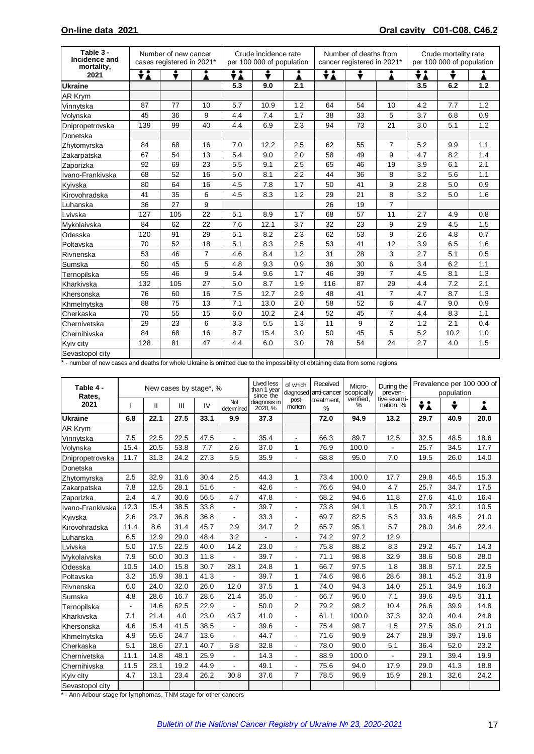**On-line data 2021** **Oral cavity C01-C08, C46.2**

| Table 3 - Incidence and mortality, 2021 | Number of new cancer cases registered in 2021* | | | Crude incidence rate per 100 000 of population | | | Number of deaths from cancer registered in 2021* | | | Crude mortality rate per 100 000 of population | | |
|---|---|---|---|---|---|---|---|---|---|---|---|---|
| | Both sexes | Male | Female | Both sexes | Male | Female | Both sexes | Male | Female | Both sexes | Male | Female |
| **Ukraine** | | | | **5.3** | **9.0** | **2.1** | | | | **3.5** | **6.2** | **1.2** |
| AR Krym | | | | | | | | | | | | |
| Vinnytska | 87 | 77 | 10 | 5.7 | 10.9 | 1.2 | 64 | 54 | 10 | 4.2 | 7.7 | 1.2 |
| Volynska | 45 | 36 | 9 | 4.4 | 7.4 | 1.7 | 38 | 33 | 5 | 3.7 | 6.8 | 0.9 |
| Dnipropetrovska | 139 | 99 | 40 | 4.4 | 6.9 | 2.3 | 94 | 73 | 21 | 3.0 | 5.1 | 1.2 |
| Donetska | | | | | | | | | | | | |
| Zhytomyrska | 84 | 68 | 16 | 7.0 | 12.2 | 2.5 | 62 | 55 | 7 | 5.2 | 9.9 | 1.1 |
| Zakarpatska | 67 | 54 | 13 | 5.4 | 9.0 | 2.0 | 58 | 49 | 9 | 4.7 | 8.2 | 1.4 |
| Zaporizka | 92 | 69 | 23 | 5.5 | 9.1 | 2.5 | 65 | 46 | 19 | 3.9 | 6.1 | 2.1 |
| Ivano-Frankivska | 68 | 52 | 16 | 5.0 | 8.1 | 2.2 | 44 | 36 | 8 | 3.2 | 5.6 | 1.1 |
| Kyivska | 80 | 64 | 16 | 4.5 | 7.8 | 1.7 | 50 | 41 | 9 | 2.8 | 5.0 | 0.9 |
| Kirovohradska | 41 | 35 | 6 | 4.5 | 8.3 | 1.2 | 29 | 21 | 8 | 3.2 | 5.0 | 1.6 |
| Luhanska | 36 | 27 | 9 | | | | 26 | 19 | 7 | | | |
| Lvivska | 127 | 105 | 22 | 5.1 | 8.9 | 1.7 | 68 | 57 | 11 | 2.7 | 4.9 | 0.8 |
| Mykolaivska | 84 | 62 | 22 | 7.6 | 12.1 | 3.7 | 32 | 23 | 9 | 2.9 | 4.5 | 1.5 |
| Odesska | 120 | 91 | 29 | 5.1 | 8.2 | 2.3 | 62 | 53 | 9 | 2.6 | 4.8 | 0.7 |
| Poltavska | 70 | 52 | 18 | 5.1 | 8.3 | 2.5 | 53 | 41 | 12 | 3.9 | 6.5 | 1.6 |
| Rivnenska | 53 | 46 | 7 | 4.6 | 8.4 | 1.2 | 31 | 28 | 3 | 2.7 | 5.1 | 0.5 |
| Sumska | 50 | 45 | 5 | 4.8 | 9.3 | 0.9 | 36 | 30 | 6 | 3.4 | 6.2 | 1.1 |
| Ternopilska | 55 | 46 | 9 | 5.4 | 9.6 | 1.7 | 46 | 39 | 7 | 4.5 | 8.1 | 1.3 |
| Kharkivska | 132 | 105 | 27 | 5.0 | 8.7 | 1.9 | 116 | 87 | 29 | 4.4 | 7.2 | 2.1 |
| Khersonska | 76 | 60 | 16 | 7.5 | 12.7 | 2.9 | 48 | 41 | 7 | 4.7 | 8.7 | 1.3 |
| Khmelnytska | 88 | 75 | 13 | 7.1 | 13.0 | 2.0 | 58 | 52 | 6 | 4.7 | 9.0 | 0.9 |
| Cherkaska | 70 | 55 | 15 | 6.0 | 10.2 | 2.4 | 52 | 45 | 7 | 4.4 | 8.3 | 1.1 |
| Chernivetska | 29 | 23 | 6 | 3.3 | 5.5 | 1.3 | 11 | 9 | 2 | 1.2 | 2.1 | 0.4 |
| Chernihivska | 84 | 68 | 16 | 8.7 | 15.4 | 3.0 | 50 | 45 | 5 | 5.2 | 10.2 | 1.0 |
| Kyiv city | 128 | 81 | 47 | 4.4 | 6.0 | 3.0 | 78 | 54 | 24 | 2.7 | 4.0 | 1.5 |
| Sevastopol city | | | | | | | | | | | | |

* - number of new cases and deaths for whole Ukraine is omitted due to the impossibility of obtaining data from some regions

| Table 4 - Rates, 2021 | New cases by stage*, % | | | | | Lived less than 1 year since the diagnosis in 2020, % | of which: diagnosed post-mortem | Received anti-cancer treatment, % | Micro-scopically verified, % | During the preventive examination, % | Prevalence per 100 000 of population | | |
|---|---|---|---|---|---|---|---|---|---|---|---|---|---|
| | I | II | III | IV | Not determined | | | | | | Both sexes | Male | Female |
| **Ukraine** | **6.8** | **22.1** | **27.5** | **33.1** | **9.9** | **37.3** | | **72.0** | **94.9** | **13.2** | **29.7** | **40.9** | **20.0** |
| AR Krym | | | | | | | | | | | | | |
| Vinnytska | 7.5 | 22.5 | 22.5 | 47.5 | - | 35.4 | - | 66.3 | 89.7 | 12.5 | 32.5 | 48.5 | 18.6 |
| Volynska | 15.4 | 20.5 | 53.8 | 7.7 | 2.6 | 37.0 | 1 | 76.9 | 100.0 | - | 25.7 | 34.5 | 17.7 |
| Dnipropetrovska | 11.7 | 31.3 | 24.2 | 27.3 | 5.5 | 35.9 | - | 68.8 | 95.0 | 7.0 | 19.5 | 26.0 | 14.0 |
| Donetska | | | | | | | | | | | | | |
| Zhytomyrska | 2.5 | 32.9 | 31.6 | 30.4 | 2.5 | 44.3 | 1 | 73.4 | 100.0 | 17.7 | 29.8 | 46.5 | 15.3 |
| Zakarpatska | 7.8 | 12.5 | 28.1 | 51.6 | - | 42.6 | - | 76.6 | 94.0 | 4.7 | 25.7 | 34.7 | 17.5 |
| Zaporizka | 2.4 | 4.7 | 30.6 | 56.5 | 4.7 | 47.8 | - | 68.2 | 94.6 | 11.8 | 27.6 | 41.0 | 16.4 |
| Ivano-Frankivska | 12.3 | 15.4 | 38.5 | 33.8 | - | 39.7 | - | 73.8 | 94.1 | 1.5 | 20.7 | 32.1 | 10.5 |
| Kyivska | 2.6 | 23.7 | 36.8 | 36.8 | - | 33.3 | - | 69.7 | 82.5 | 5.3 | 33.6 | 48.5 | 21.0 |
| Kirovohradska | 11.4 | 8.6 | 31.4 | 45.7 | 2.9 | 34.7 | 2 | 65.7 | 95.1 | 5.7 | 28.0 | 34.6 | 22.4 |
| Luhanska | 6.5 | 12.9 | 29.0 | 48.4 | 3.2 | - | - | 74.2 | 97.2 | 12.9 | | | |
| Lvivska | 5.0 | 17.5 | 22.5 | 40.0 | 14.2 | 23.0 | - | 75.8 | 88.2 | 8.3 | 29.2 | 45.7 | 14.3 |
| Mykolaivska | 7.9 | 50.0 | 30.3 | 11.8 | - | 39.7 | - | 71.1 | 98.8 | 32.9 | 38.6 | 50.8 | 28.0 |
| Odesska | 10.5 | 14.0 | 15.8 | 30.7 | 28.1 | 24.8 | 1 | 66.7 | 97.5 | 1.8 | 38.8 | 57.1 | 22.5 |
| Poltavska | 3.2 | 15.9 | 38.1 | 41.3 | - | 39.7 | 1 | 74.6 | 98.6 | 28.6 | 38.1 | 45.2 | 31.9 |
| Rivnenska | 6.0 | 24.0 | 32.0 | 26.0 | 12.0 | 37.5 | 1 | 74.0 | 94.3 | 14.0 | 25.1 | 34.9 | 16.3 |
| Sumska | 4.8 | 28.6 | 16.7 | 28.6 | 21.4 | 35.0 | - | 66.7 | 96.0 | 7.1 | 39.6 | 49.5 | 31.1 |
| Ternopilska | - | 14.6 | 62.5 | 22.9 | - | 50.0 | 2 | 79.2 | 98.2 | 10.4 | 26.6 | 39.9 | 14.8 |
| Kharkivska | 7.1 | 21.4 | 4.0 | 23.0 | 43.7 | 41.0 | - | 61.1 | 100.0 | 37.3 | 32.0 | 40.4 | 24.8 |
| Khersonska | 4.6 | 15.4 | 41.5 | 38.5 | - | 39.6 | - | 75.4 | 98.7 | 1.5 | 27.5 | 35.0 | 21.0 |
| Khmelnytska | 4.9 | 55.6 | 24.7 | 13.6 | - | 44.7 | - | 71.6 | 90.9 | 24.7 | 28.9 | 39.7 | 19.6 |
| Cherkaska | 5.1 | 18.6 | 27.1 | 40.7 | 6.8 | 32.8 | - | 78.0 | 90.0 | 5.1 | 36.4 | 52.0 | 23.2 |
| Chernivetska | 11.1 | 14.8 | 48.1 | 25.9 | - | 14.3 | - | 88.9 | 100.0 | - | 29.1 | 39.4 | 19.9 |
| Chernihivska | 11.5 | 23.1 | 19.2 | 44.9 | - | 49.1 | - | 75.6 | 94.0 | 17.9 | 29.0 | 41.3 | 18.8 |
| Kyiv city | 4.7 | 13.1 | 23.4 | 26.2 | 30.8 | 37.6 | 7 | 78.5 | 96.9 | 15.9 | 28.1 | 32.6 | 24.2 |
| Sevastopol city | | | | | | | | | | | | | |

* - Ann-Arbour stage for lymphomas, TNM stage for other cancers

*Bulletin of the National Cancer Registry of Ukraine № 23, 2020-2021*